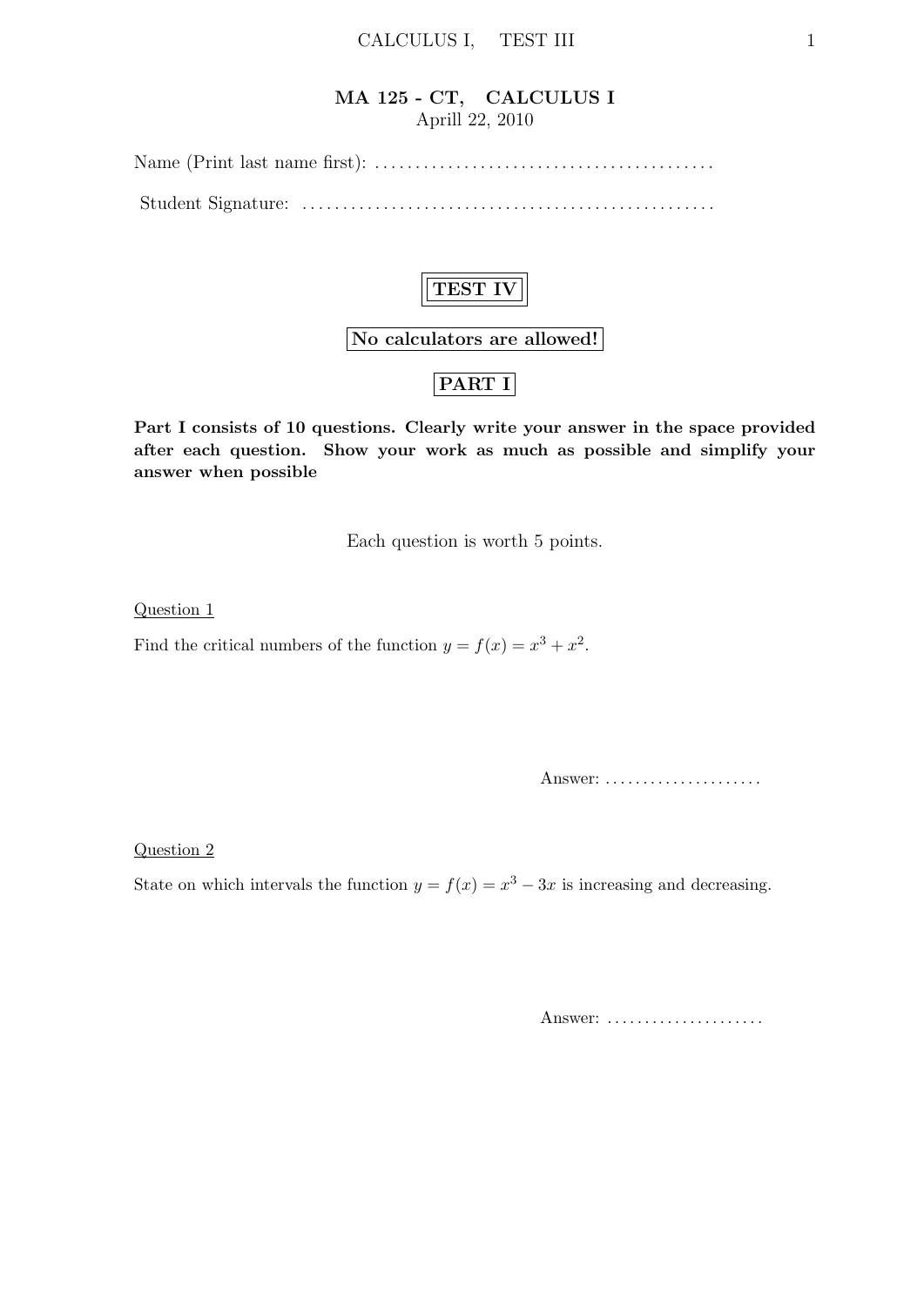# MA 125 - CT, CALCULUS I

Aprill 22, 2010

Name (Print last name first): .........................................

Student Signature: ..................................................

**TEST IV**

**No calculators are allowed!**

**PART I**

**Part I consists of 10 questions. Clearly write your answer in the space provided after each question. Show your work as much as possible and simplify your answer when possible**

Each question is worth 5 points.

Question 1

Find the critical numbers of the function $y = f(x) = x^3 + x^2$.

Answer: .....................

Question 2

State on which intervals the function $y = f(x) = x^3 - 3x$ is increasing and decreasing.

Answer: .....................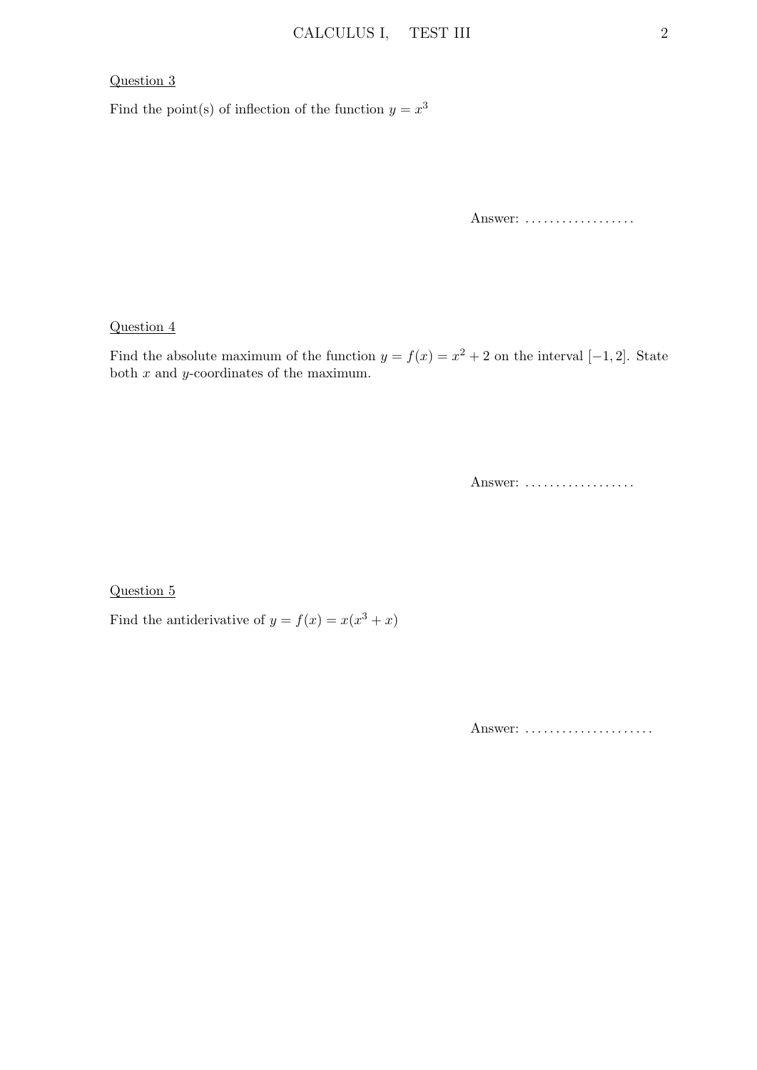## Question 3

Find the point(s) of inflection of the function $y = x^3$

Answer: ..................

## Question 4

Find the absolute maximum of the function $y = f(x) = x^2 + 2$ on the interval $[-1, 2]$. State both $x$ and $y$-coordinates of the maximum.

Answer: ..................

## Question 5

Find the antiderivative of $y = f(x) = x(x^3 + x)$

Answer: .....................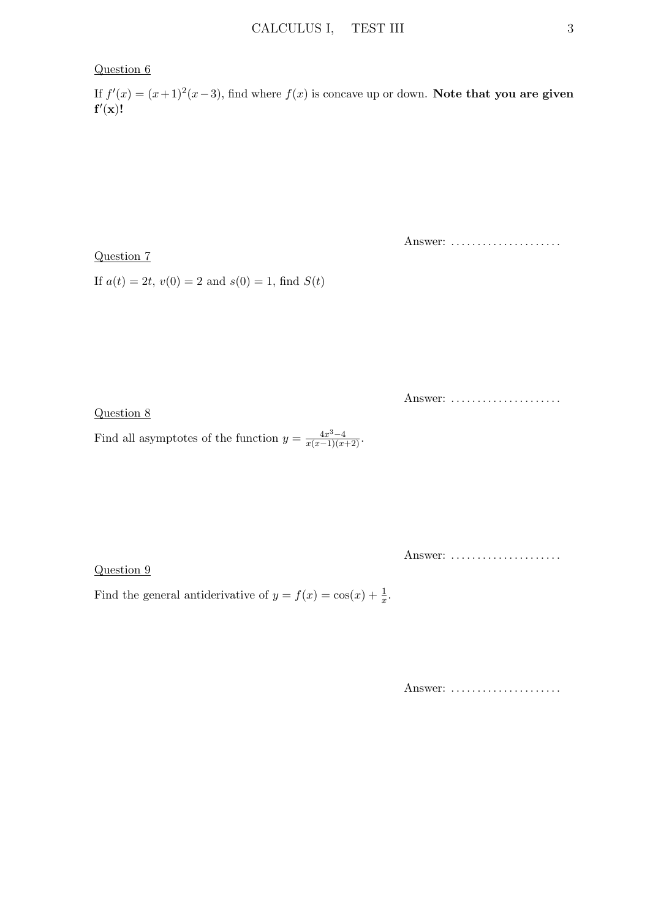Question 6

If $f'(x) = (x+1)^2(x-3)$, find where $f(x)$ is concave up or down. **Note that you are given $\mathbf{f'(x)}$!**

Answer: .....................

Question 7

If $a(t) = 2t$, $v(0) = 2$ and $s(0) = 1$, find $S(t)$

Answer: .....................

Question 8

Find all asymptotes of the function $y = \frac{4x^3-4}{x(x-1)(x+2)}$.

Answer: .....................

Question 9

Find the general antiderivative of $y = f(x) = \cos(x) + \frac{1}{x}$.

Answer: .....................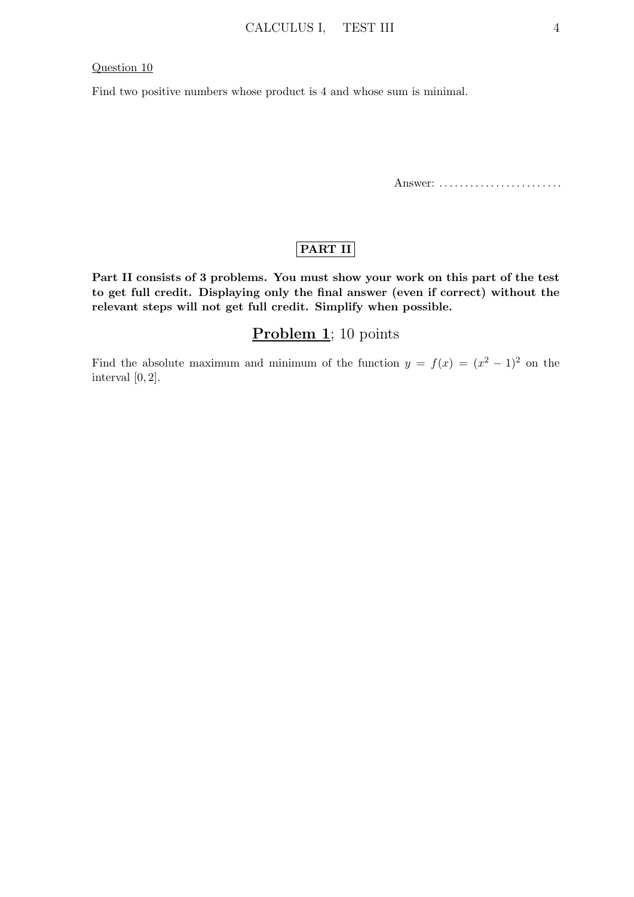Question 10

Find two positive numbers whose product is 4 and whose sum is minimal.

Answer: ........................

**PART II**

**Part II consists of 3 problems. You must show your work on this part of the test to get full credit. Displaying only the final answer (even if correct) without the relevant steps will not get full credit. Simplify when possible.**

## **Problem 1**; 10 points

Find the absolute maximum and minimum of the function $y = f(x) = (x^2 - 1)^2$ on the interval $[0, 2]$.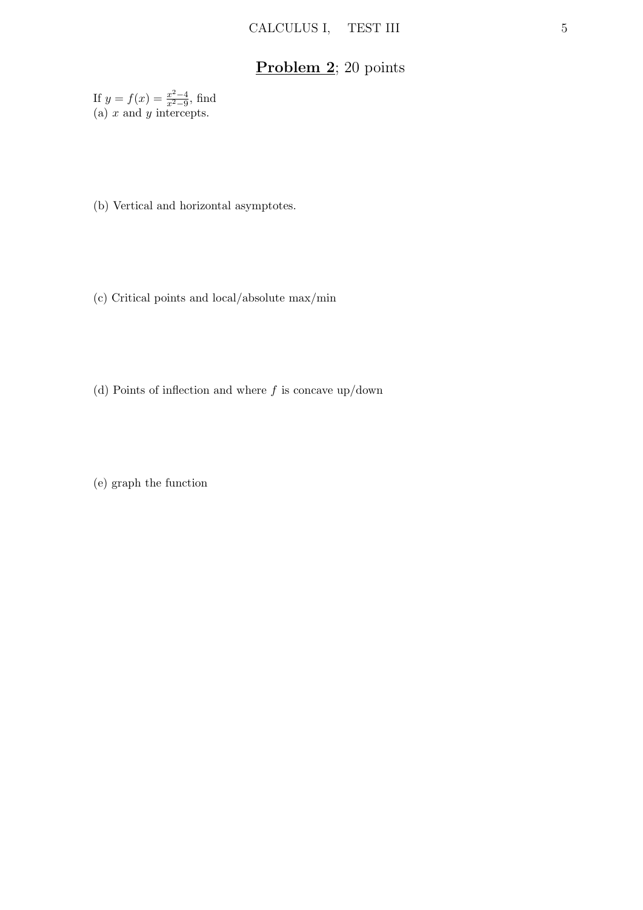## **Problem 2**; 20 points

If $y = f(x) = \frac{x^2-4}{x^2-9}$, find

(a) $x$ and $y$ intercepts.

(b) Vertical and horizontal asymptotes.

(c) Critical points and local/absolute max/min

(d) Points of inflection and where $f$ is concave up/down

(e) graph the function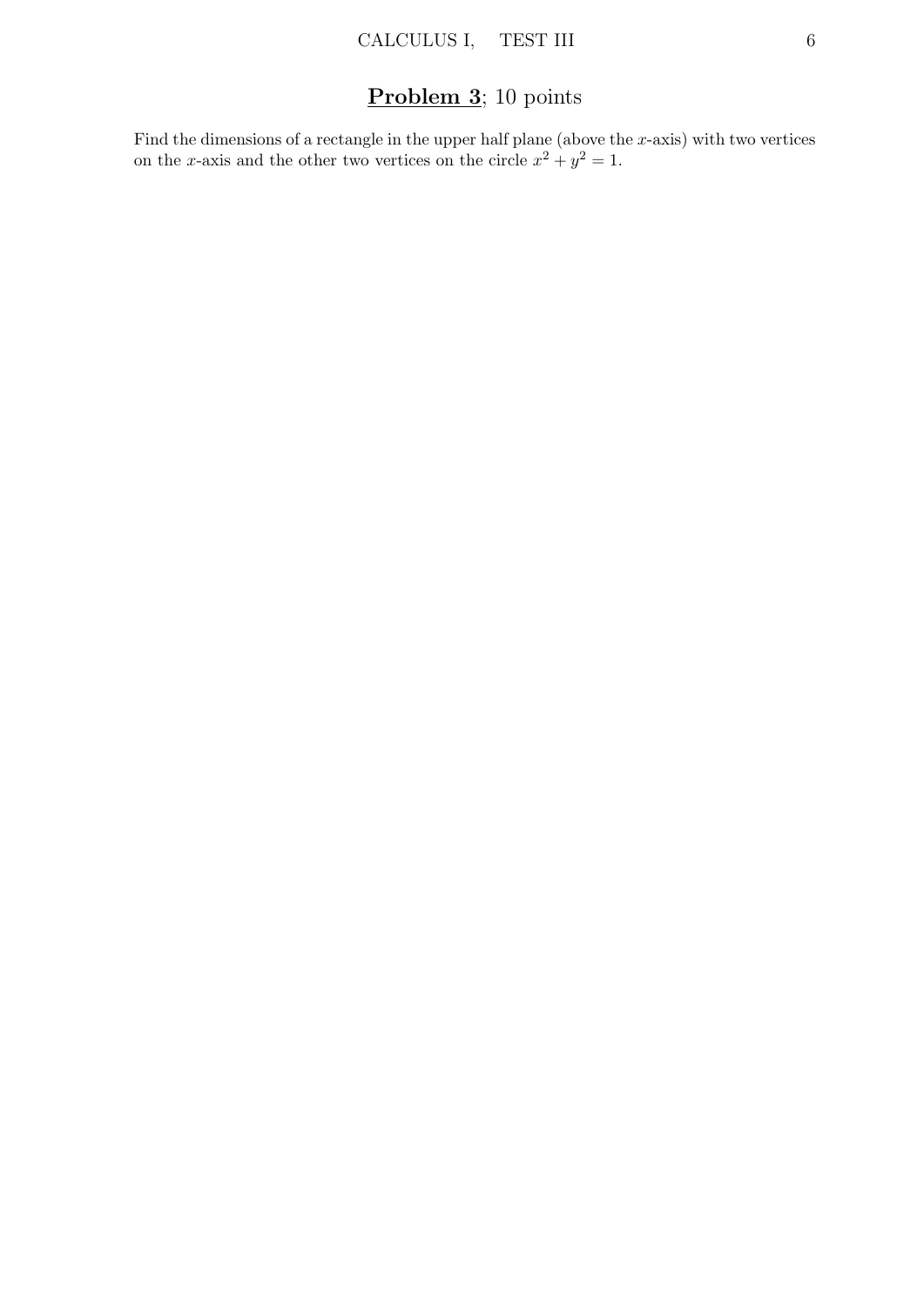## **Problem 3**; 10 points

Find the dimensions of a rectangle in the upper half plane (above the $x$-axis) with two vertices on the $x$-axis and the other two vertices on the circle $x^2 + y^2 = 1$.